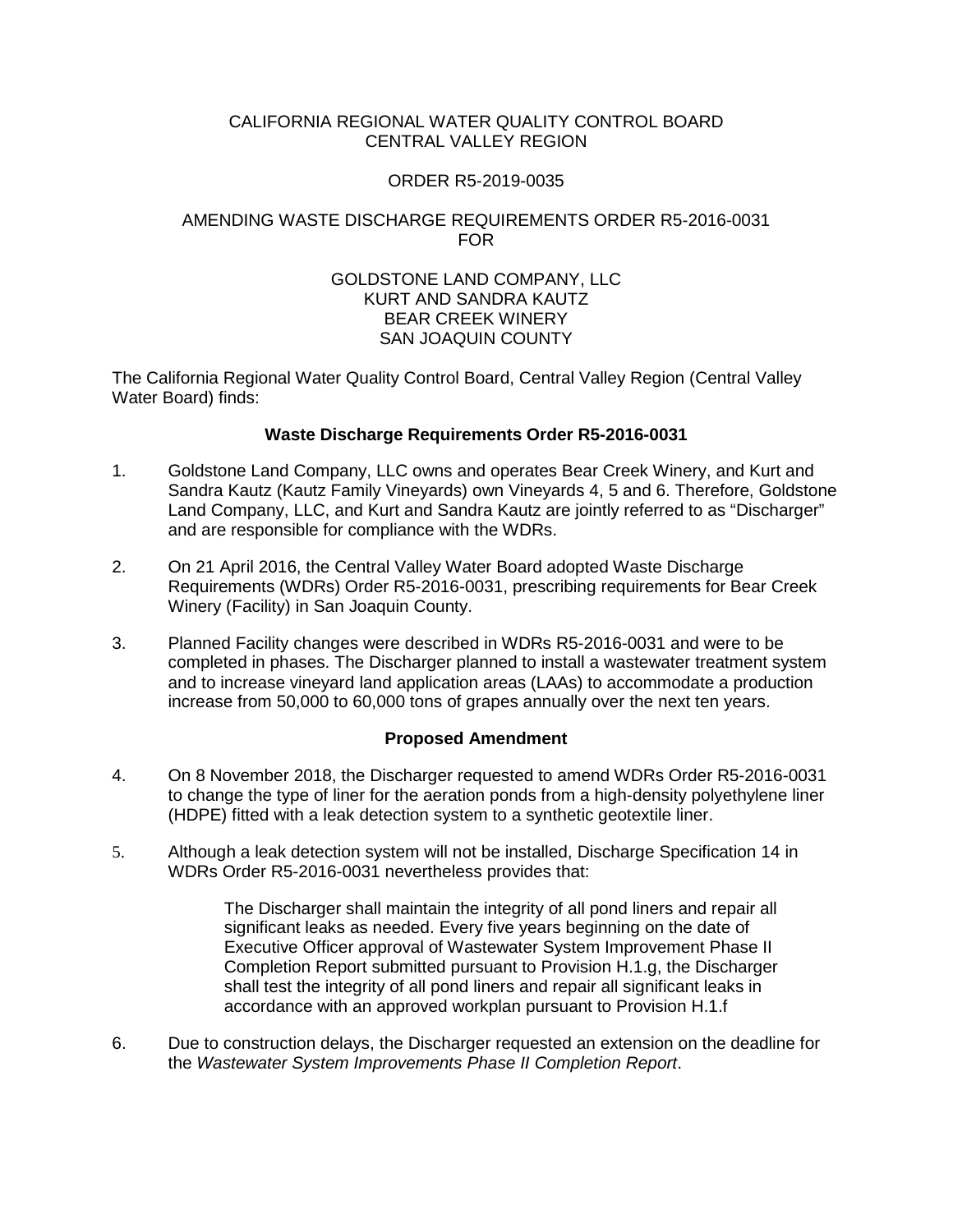CALIFORNIA REGIONAL WATER QUALITY CONTROL BOARD
CENTRAL VALLEY REGION

ORDER R5-2019-0035

AMENDING WASTE DISCHARGE REQUIREMENTS ORDER R5-2016-0031
FOR

GOLDSTONE LAND COMPANY, LLC
KURT AND SANDRA KAUTZ
BEAR CREEK WINERY
SAN JOAQUIN COUNTY

The California Regional Water Quality Control Board, Central Valley Region (Central Valley Water Board) finds:

**Waste Discharge Requirements Order R5-2016-0031**

1. Goldstone Land Company, LLC owns and operates Bear Creek Winery, and Kurt and Sandra Kautz (Kautz Family Vineyards) own Vineyards 4, 5 and 6. Therefore, Goldstone Land Company, LLC, and Kurt and Sandra Kautz are jointly referred to as "Discharger" and are responsible for compliance with the WDRs.

2. On 21 April 2016, the Central Valley Water Board adopted Waste Discharge Requirements (WDRs) Order R5-2016-0031, prescribing requirements for Bear Creek Winery (Facility) in San Joaquin County.

3. Planned Facility changes were described in WDRs R5-2016-0031 and were to be completed in phases. The Discharger planned to install a wastewater treatment system and to increase vineyard land application areas (LAAs) to accommodate a production increase from 50,000 to 60,000 tons of grapes annually over the next ten years.

**Proposed Amendment**

4. On 8 November 2018, the Discharger requested to amend WDRs Order R5-2016-0031 to change the type of liner for the aeration ponds from a high-density polyethylene liner (HDPE) fitted with a leak detection system to a synthetic geotextile liner.

5. Although a leak detection system will not be installed, Discharge Specification 14 in WDRs Order R5-2016-0031 nevertheless provides that:

   > The Discharger shall maintain the integrity of all pond liners and repair all significant leaks as needed. Every five years beginning on the date of Executive Officer approval of Wastewater System Improvement Phase II Completion Report submitted pursuant to Provision H.1.g, the Discharger shall test the integrity of all pond liners and repair all significant leaks in accordance with an approved workplan pursuant to Provision H.1.f

6. Due to construction delays, the Discharger requested an extension on the deadline for the *Wastewater System Improvements Phase II Completion Report*.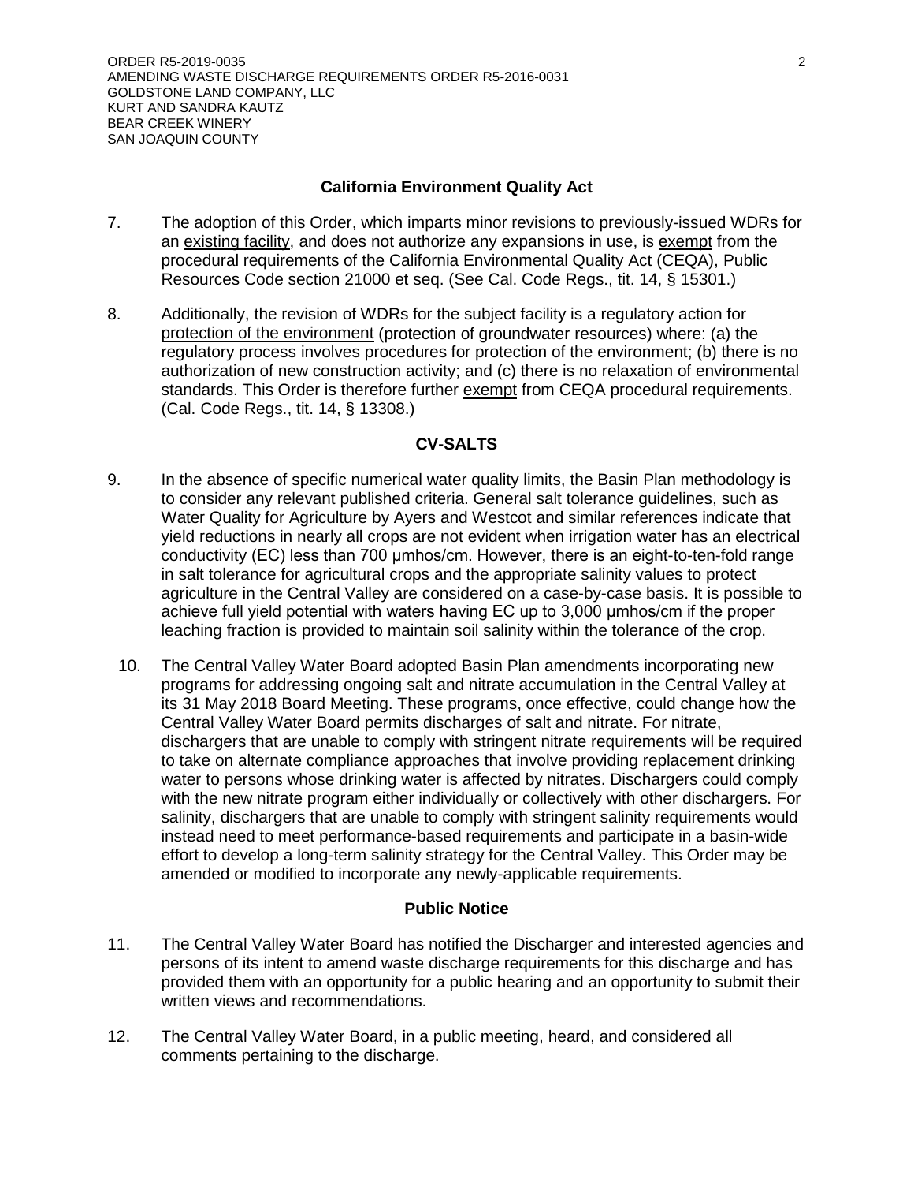## California Environment Quality Act

7. The adoption of this Order, which imparts minor revisions to previously-issued WDRs for an existing facility, and does not authorize any expansions in use, is exempt from the procedural requirements of the California Environmental Quality Act (CEQA), Public Resources Code section 21000 et seq. (See Cal. Code Regs., tit. 14, § 15301.)

8. Additionally, the revision of WDRs for the subject facility is a regulatory action for protection of the environment (protection of groundwater resources) where: (a) the regulatory process involves procedures for protection of the environment; (b) there is no authorization of new construction activity; and (c) there is no relaxation of environmental standards. This Order is therefore further exempt from CEQA procedural requirements. (Cal. Code Regs., tit. 14, § 13308.)

## CV-SALTS

9. In the absence of specific numerical water quality limits, the Basin Plan methodology is to consider any relevant published criteria. General salt tolerance guidelines, such as Water Quality for Agriculture by Ayers and Westcot and similar references indicate that yield reductions in nearly all crops are not evident when irrigation water has an electrical conductivity (EC) less than 700 µmhos/cm. However, there is an eight-to-ten-fold range in salt tolerance for agricultural crops and the appropriate salinity values to protect agriculture in the Central Valley are considered on a case-by-case basis. It is possible to achieve full yield potential with waters having EC up to 3,000 µmhos/cm if the proper leaching fraction is provided to maintain soil salinity within the tolerance of the crop.

10. The Central Valley Water Board adopted Basin Plan amendments incorporating new programs for addressing ongoing salt and nitrate accumulation in the Central Valley at its 31 May 2018 Board Meeting. These programs, once effective, could change how the Central Valley Water Board permits discharges of salt and nitrate. For nitrate, dischargers that are unable to comply with stringent nitrate requirements will be required to take on alternate compliance approaches that involve providing replacement drinking water to persons whose drinking water is affected by nitrates. Dischargers could comply with the new nitrate program either individually or collectively with other dischargers. For salinity, dischargers that are unable to comply with stringent salinity requirements would instead need to meet performance-based requirements and participate in a basin-wide effort to develop a long-term salinity strategy for the Central Valley. This Order may be amended or modified to incorporate any newly-applicable requirements.

## Public Notice

11. The Central Valley Water Board has notified the Discharger and interested agencies and persons of its intent to amend waste discharge requirements for this discharge and has provided them with an opportunity for a public hearing and an opportunity to submit their written views and recommendations.

12. The Central Valley Water Board, in a public meeting, heard, and considered all comments pertaining to the discharge.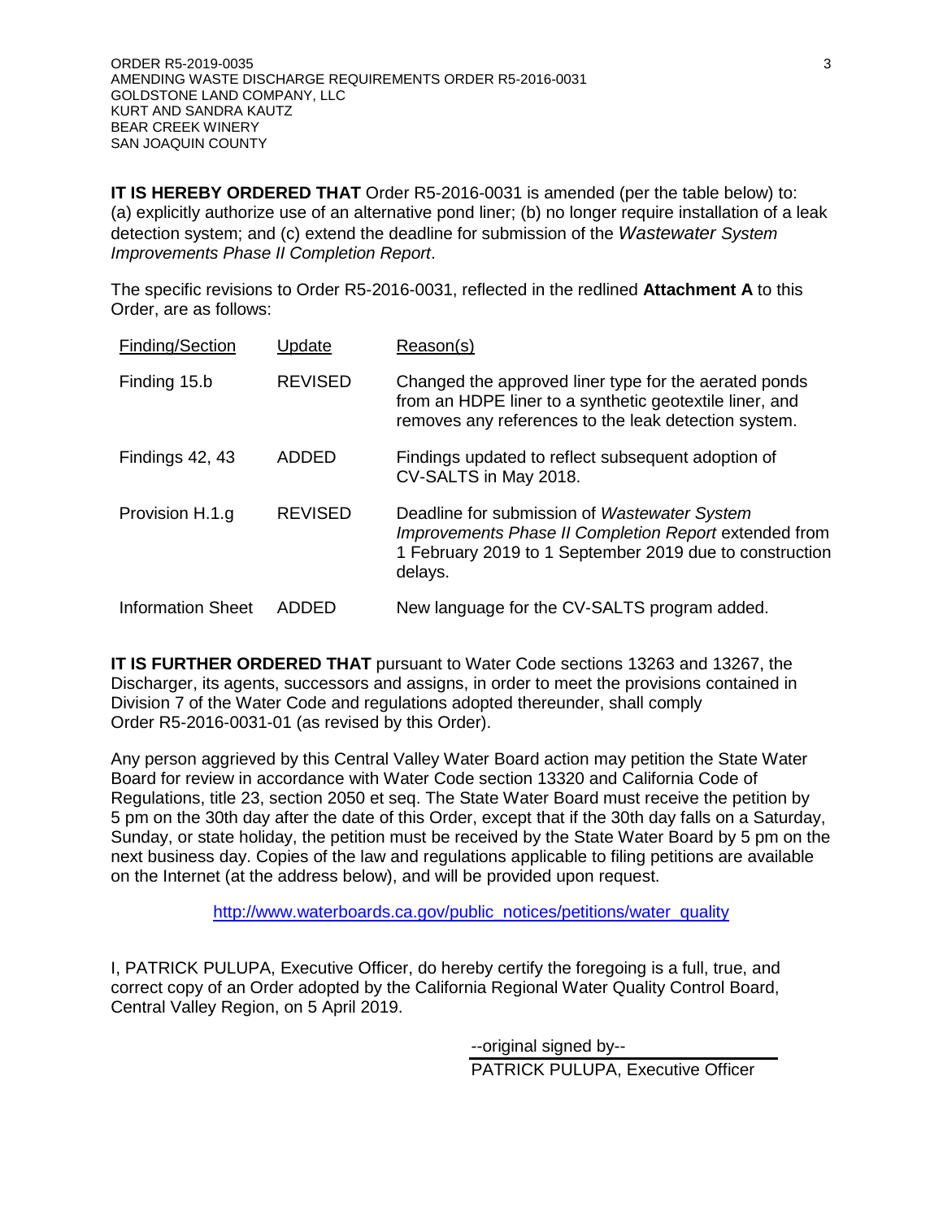**IT IS HEREBY ORDERED THAT** Order R5-2016-0031 is amended (per the table below) to: (a) explicitly authorize use of an alternative pond liner; (b) no longer require installation of a leak detection system; and (c) extend the deadline for submission of the *Wastewater System Improvements Phase II Completion Report*.

The specific revisions to Order R5-2016-0031, reflected in the redlined **Attachment A** to this Order, are as follows:

| Finding/Section | Update | Reason(s) |
|---|---|---|
| Finding 15.b | REVISED | Changed the approved liner type for the aerated ponds from an HDPE liner to a synthetic geotextile liner, and removes any references to the leak detection system. |
| Findings 42, 43 | ADDED | Findings updated to reflect subsequent adoption of CV-SALTS in May 2018. |
| Provision H.1.g | REVISED | Deadline for submission of *Wastewater System Improvements Phase II Completion Report* extended from 1 February 2019 to 1 September 2019 due to construction delays. |
| Information Sheet | ADDED | New language for the CV-SALTS program added. |

**IT IS FURTHER ORDERED THAT** pursuant to Water Code sections 13263 and 13267, the Discharger, its agents, successors and assigns, in order to meet the provisions contained in Division 7 of the Water Code and regulations adopted thereunder, shall comply Order R5-2016-0031-01 (as revised by this Order).

Any person aggrieved by this Central Valley Water Board action may petition the State Water Board for review in accordance with Water Code section 13320 and California Code of Regulations, title 23, section 2050 et seq. The State Water Board must receive the petition by 5 pm on the 30th day after the date of this Order, except that if the 30th day falls on a Saturday, Sunday, or state holiday, the petition must be received by the State Water Board by 5 pm on the next business day. Copies of the law and regulations applicable to filing petitions are available on the Internet (at the address below), and will be provided upon request.

http://www.waterboards.ca.gov/public_notices/petitions/water_quality

I, PATRICK PULUPA, Executive Officer, do hereby certify the foregoing is a full, true, and correct copy of an Order adopted by the California Regional Water Quality Control Board, Central Valley Region, on 5 April 2019.

--original signed by--

PATRICK PULUPA, Executive Officer